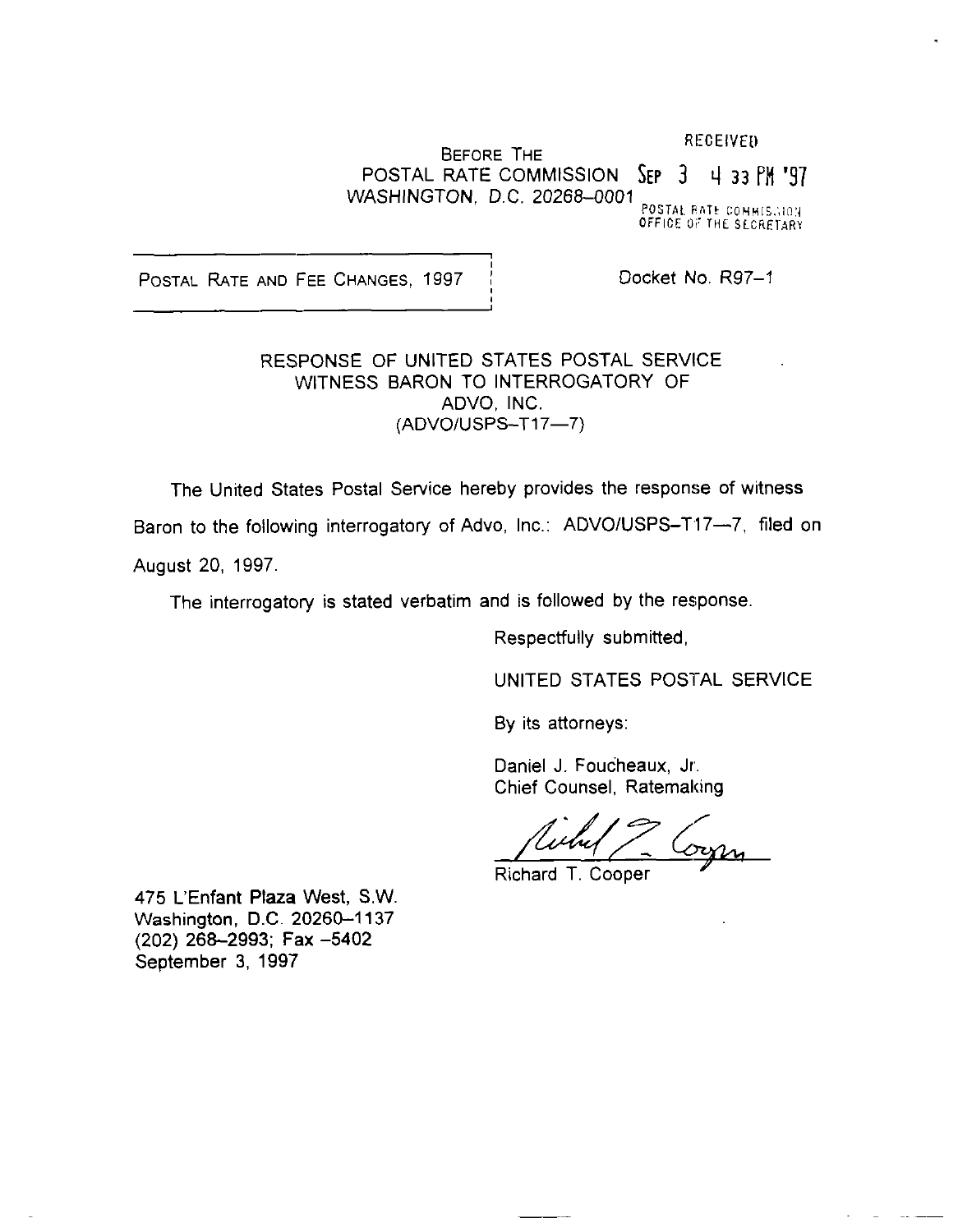RECEIVED

BEFORE THE
POSTAL RATE COMMISSION
WASHINGTON, D.C. 20268–0001

SEP 3 4 33 PM '97

POSTAL RATE COMMISSION
OFFICE OF THE SECRETARY

POSTAL RATE AND FEE CHANGES, 1997

Docket No. R97–1

RESPONSE OF UNITED STATES POSTAL SERVICE
WITNESS BARON TO INTERROGATORY OF
ADVO, INC.
(ADVO/USPS–T17—7)

The United States Postal Service hereby provides the response of witness Baron to the following interrogatory of Advo, Inc.: ADVO/USPS–T17—7, filed on August 20, 1997.

The interrogatory is stated verbatim and is followed by the response.

Respectfully submitted,

UNITED STATES POSTAL SERVICE

By its attorneys:

Daniel J. Foucheaux, Jr.
Chief Counsel, Ratemaking

Richard T. Cooper

475 L'Enfant Plaza West, S.W.
Washington, D.C. 20260–1137
(202) 268–2993; Fax –5402
September 3, 1997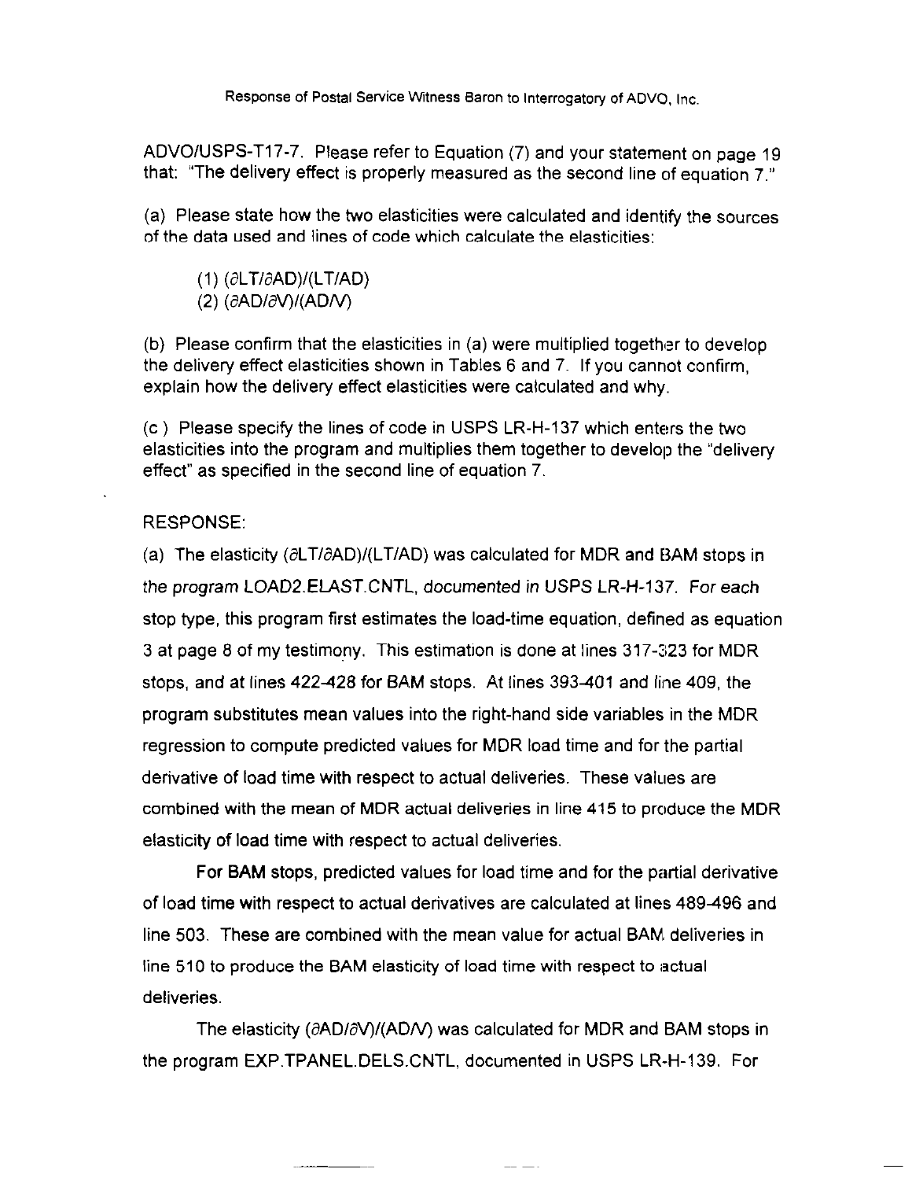Response of Postal Service Witness Baron to Interrogatory of ADVO, Inc.

ADVO/USPS-T17-7. Please refer to Equation (7) and your statement on page 19 that: "The delivery effect is properly measured as the second line of equation 7."

(a) Please state how the two elasticities were calculated and identify the sources of the data used and lines of code which calculate the elasticities:

(1) $(\partial LT/\partial AD)/(LT/AD)$
(2) $(\partial AD/\partial V)/(AD/V)$

(b) Please confirm that the elasticities in (a) were multiplied together to develop the delivery effect elasticities shown in Tables 6 and 7. If you cannot confirm, explain how the delivery effect elasticities were calculated and why.

(c ) Please specify the lines of code in USPS LR-H-137 which enters the two elasticities into the program and multiplies them together to develop the "delivery effect" as specified in the second line of equation 7.

RESPONSE:

(a) The elasticity $(\partial LT/\partial AD)/(LT/AD)$ was calculated for MDR and BAM stops in the program LOAD2.ELAST.CNTL, documented in USPS LR-H-137. For each stop type, this program first estimates the load-time equation, defined as equation 3 at page 8 of my testimony. This estimation is done at lines 317-323 for MDR stops, and at lines 422-428 for BAM stops. At lines 393-401 and line 409, the program substitutes mean values into the right-hand side variables in the MDR regression to compute predicted values for MDR load time and for the partial derivative of load time with respect to actual deliveries. These values are combined with the mean of MDR actual deliveries in line 415 to produce the MDR elasticity of load time with respect to actual deliveries.

For BAM stops, predicted values for load time and for the partial derivative of load time with respect to actual derivatives are calculated at lines 489-496 and line 503. These are combined with the mean value for actual BAM deliveries in line 510 to produce the BAM elasticity of load time with respect to actual deliveries.

The elasticity $(\partial AD/\partial V)/(AD/V)$ was calculated for MDR and BAM stops in the program EXP.TPANEL.DELS.CNTL, documented in USPS LR-H-139. For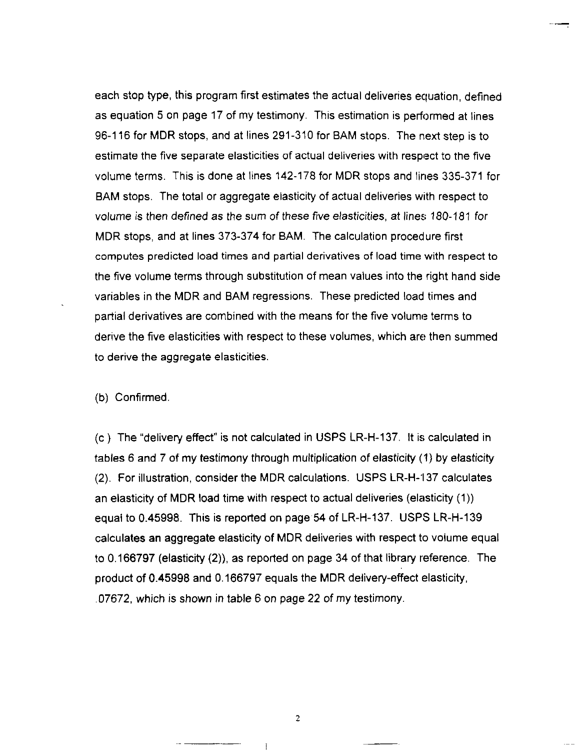each stop type, this program first estimates the actual deliveries equation, defined as equation 5 on page 17 of my testimony. This estimation is performed at lines 96-116 for MDR stops, and at lines 291-310 for BAM stops. The next step is to estimate the five separate elasticities of actual deliveries with respect to the five volume terms. This is done at lines 142-178 for MDR stops and lines 335-371 for BAM stops. The total or aggregate elasticity of actual deliveries with respect to volume is then defined as the sum of these five elasticities, at lines 180-181 for MDR stops, and at lines 373-374 for BAM. The calculation procedure first computes predicted load times and partial derivatives of load time with respect to the five volume terms through substitution of mean values into the right hand side variables in the MDR and BAM regressions. These predicted load times and partial derivatives are combined with the means for the five volume terms to derive the five elasticities with respect to these volumes, which are then summed to derive the aggregate elasticities.

(b) Confirmed.

(c ) The "delivery effect" is not calculated in USPS LR-H-137. It is calculated in tables 6 and 7 of my testimony through multiplication of elasticity (1) by elasticity (2). For illustration, consider the MDR calculations. USPS LR-H-137 calculates an elasticity of MDR load time with respect to actual deliveries (elasticity (1)) equal to 0.45998. This is reported on page 54 of LR-H-137. USPS LR-H-139 calculates an aggregate elasticity of MDR deliveries with respect to volume equal to 0.166797 (elasticity (2)), as reported on page 34 of that library reference. The product of 0.45998 and 0.166797 equals the MDR delivery-effect elasticity, .07672, which is shown in table 6 on page 22 of my testimony.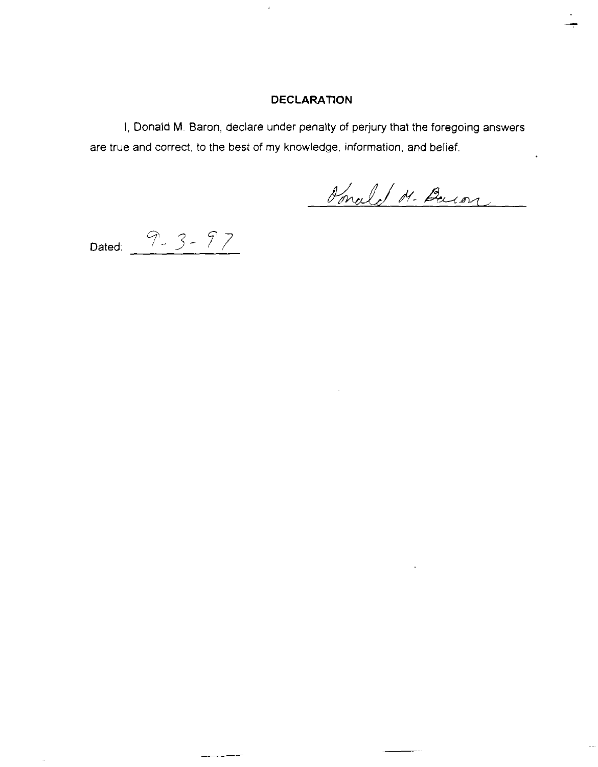## DECLARATION

I, Donald M. Baron, declare under penalty of perjury that the foregoing answers are true and correct, to the best of my knowledge, information, and belief.

Donald M. Baron

Dated: 9-3-97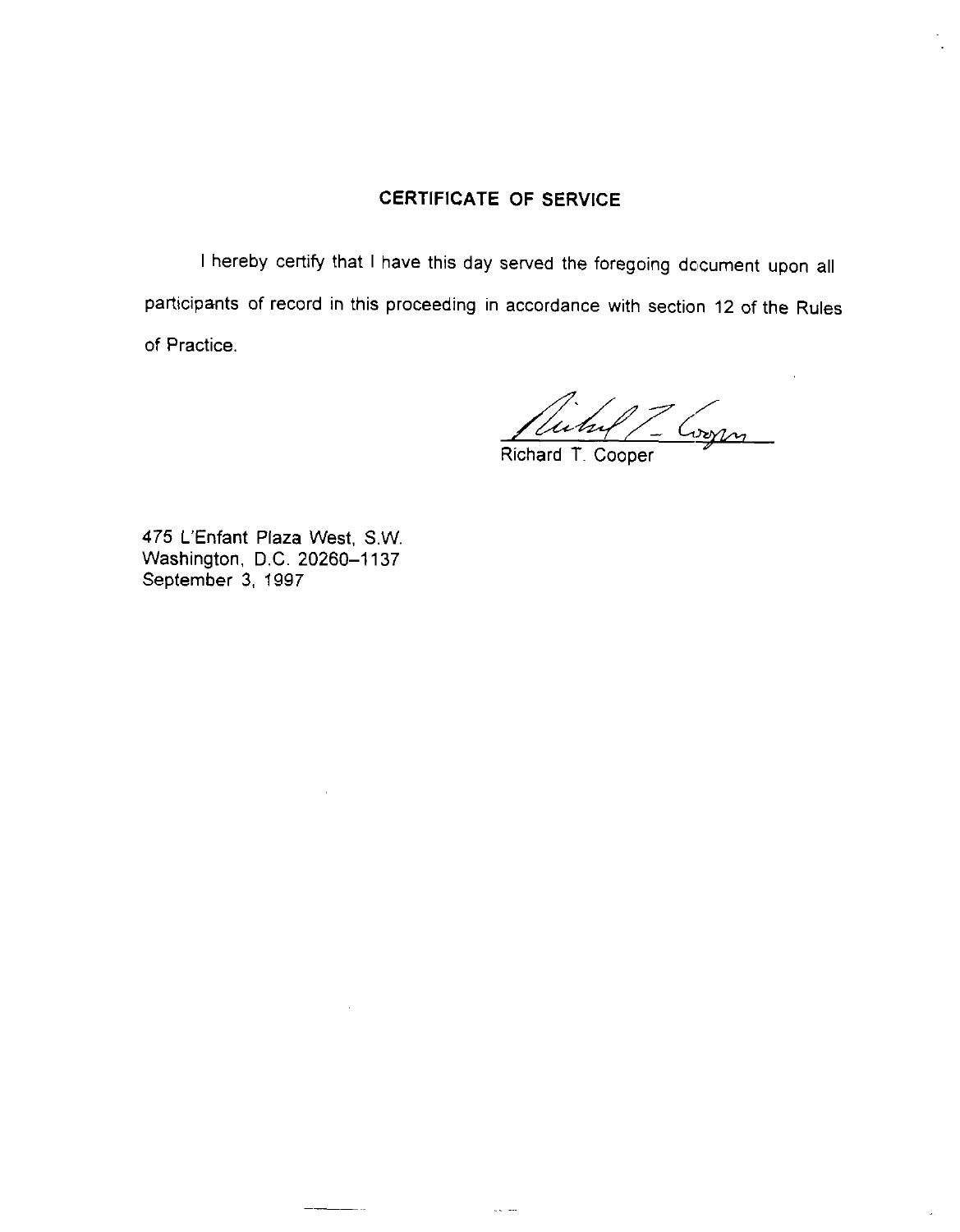## CERTIFICATE OF SERVICE

I hereby certify that I have this day served the foregoing document upon all participants of record in this proceeding in accordance with section 12 of the Rules of Practice.

Richard T. Cooper

475 L'Enfant Plaza West, S.W.
Washington, D.C. 20260–1137
September 3, 1997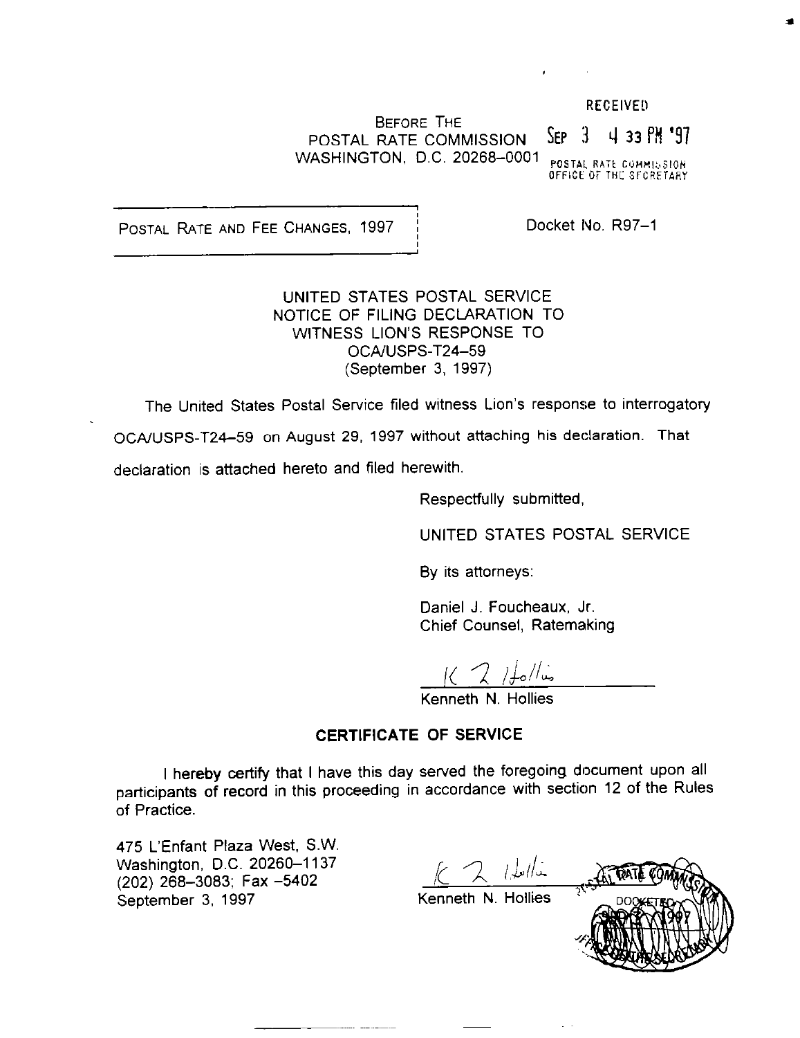RECEIVED

SEP 3 4 33 PM '97

POSTAL RATE COMMISSION
OFFICE OF THE SECRETARY

BEFORE THE
POSTAL RATE COMMISSION
WASHINGTON, D.C. 20268-0001

POSTAL RATE AND FEE CHANGES, 1997

Docket No. R97-1

UNITED STATES POSTAL SERVICE
NOTICE OF FILING DECLARATION TO
WITNESS LION'S RESPONSE TO
OCA/USPS-T24-59
(September 3, 1997)

The United States Postal Service filed witness Lion's response to interrogatory OCA/USPS-T24-59 on August 29, 1997 without attaching his declaration. That declaration is attached hereto and filed herewith.

Respectfully submitted,

UNITED STATES POSTAL SERVICE

By its attorneys:

Daniel J. Foucheaux, Jr.
Chief Counsel, Ratemaking

Kenneth N. Hollies

## CERTIFICATE OF SERVICE

I hereby certify that I have this day served the foregoing document upon all participants of record in this proceeding in accordance with section 12 of the Rules of Practice.

475 L'Enfant Plaza West, S.W.
Washington, D.C. 20260-1137
(202) 268-3083; Fax -5402
September 3, 1997

Kenneth N. Hollies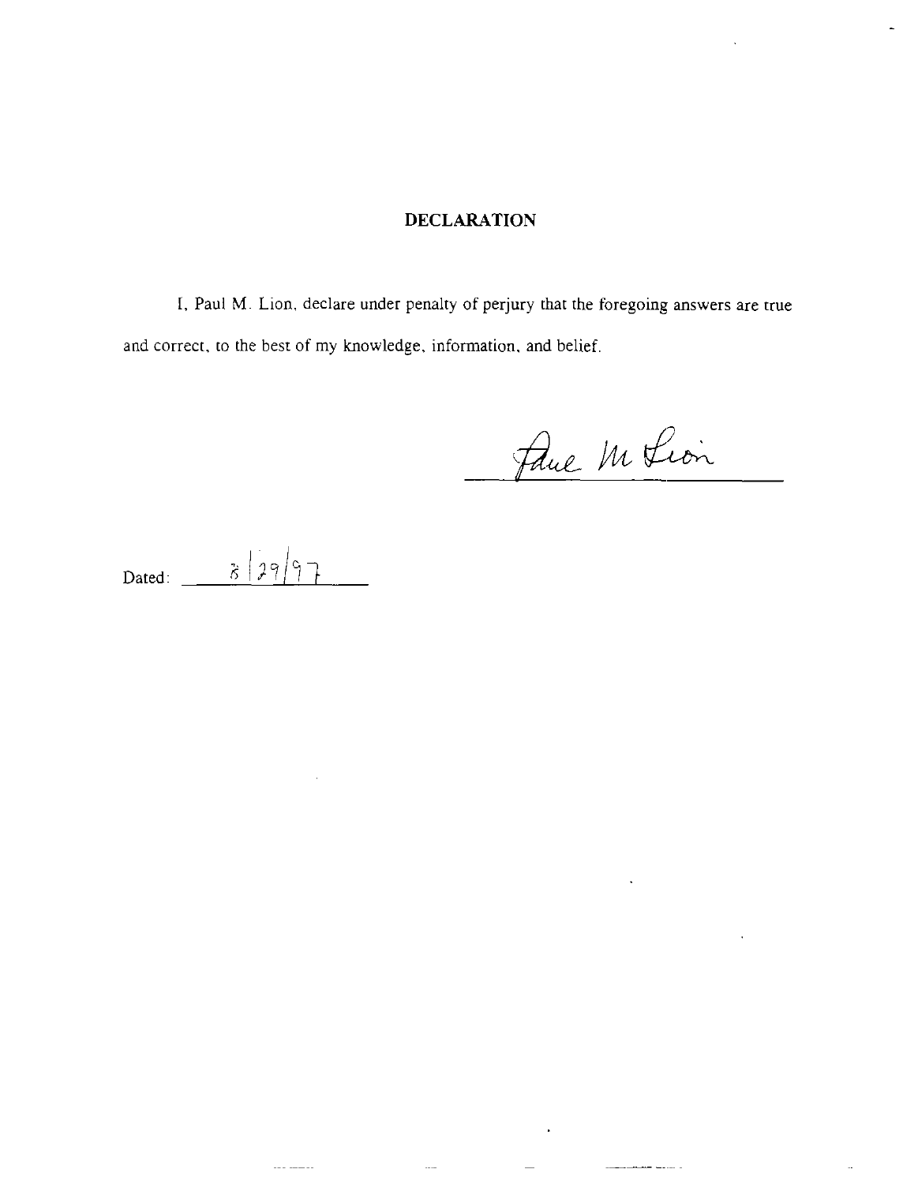# DECLARATION

I, Paul M. Lion, declare under penalty of perjury that the foregoing answers are true and correct, to the best of my knowledge, information, and belief.

Paul M Lion

Dated: 8/29/97